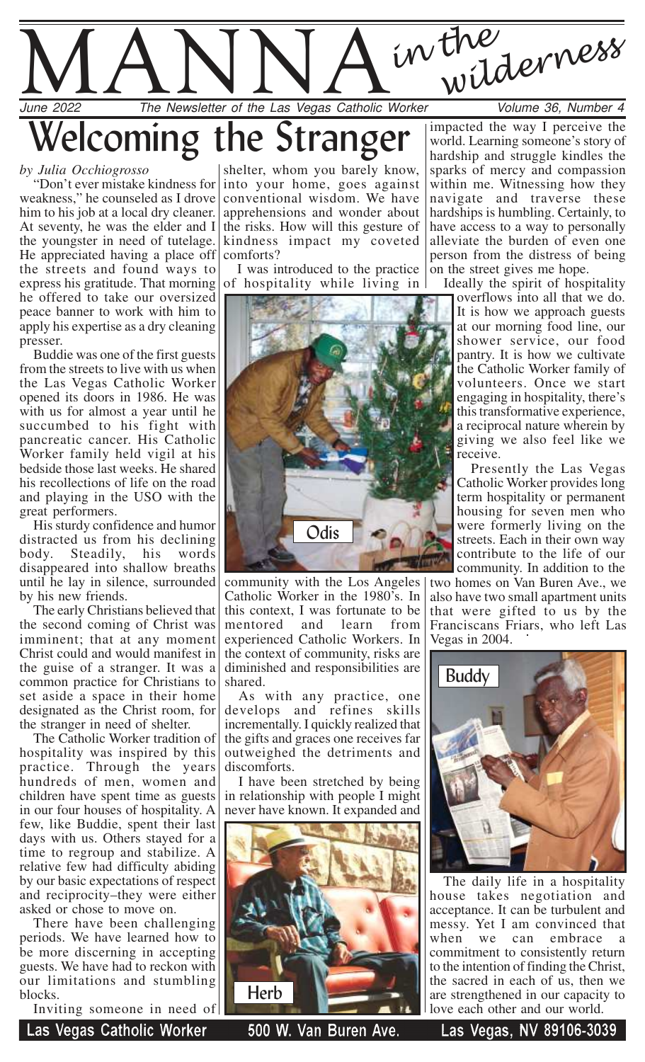# MANNA *in the wilderness*

June 2022 — The Newsletter of the Las Vegas Catholic Worker — Volume 36, Number 4

## Welcoming the Stranger

*by Julia Occhiogrosso*

"Don't ever mistake kindness for weakness," he counseled as I drove him to his job at a local dry cleaner. At seventy, he was the elder and I the youngster in need of tutelage. He appreciated having a place off the streets and found ways to express his gratitude. That morning he offered to take our oversized peace banner to work with him to apply his expertise as a dry cleaning presser.

Buddie was one of the first guests from the streets to live with us when the Las Vegas Catholic Worker opened its doors in 1986. He was with us for almost a year until he succumbed to his fight with pancreatic cancer. His Catholic Worker family held vigil at his bedside those last weeks. He shared his recollections of life on the road and playing in the USO with the great performers.

His sturdy confidence and humor distracted us from his declining body. Steadily, his words disappeared into shallow breaths until he lay in silence, surrounded by his new friends.

The early Christians believed that the second coming of Christ was imminent; that at any moment Christ could and would manifest in the guise of a stranger. It was a common practice for Christians to set aside a space in their home designated as the Christ room, for the stranger in need of shelter.

The Catholic Worker tradition of hospitality was inspired by this practice. Through the years hundreds of men, women and children have spent time as guests in our four houses of hospitality. A few, like Buddie, spent their last days with us. Others stayed for a time to regroup and stabilize. A relative few had difficulty abiding by our basic expectations of respect and reciprocity–they were either asked or chose to move on.

There have been challenging periods. We have learned how to be more discerning in accepting guests. We have had to reckon with our limitations and stumbling blocks.

Inviting someone in need of shelter, whom you barely know, into your home, goes against conventional wisdom. We have apprehensions and wonder about the risks. How will this gesture of kindness impact my coveted comforts?

I was introduced to the practice of hospitality while living in community with the Los Angeles Catholic Worker in the 1980's. In this context, I was fortunate to be mentored and learn from experienced Catholic Workers. In the context of community, risks are diminished and responsibilities are shared.

Odis

As with any practice, one develops and refines skills incrementally. I quickly realized that the gifts and graces one receives far outweighed the detriments and discomforts.

I have been stretched by being in relationship with people I might never have known. It expanded and impacted the way I perceive the world. Learning someone's story of hardship and struggle kindles the sparks of mercy and compassion within me. Witnessing how they navigate and traverse these hardships is humbling. Certainly, to have access to a way to personally alleviate the burden of even one person from the distress of being on the street gives me hope.

Herb

Ideally the spirit of hospitality overflows into all that we do. It is how we approach guests at our morning food line, our shower service, our food pantry. It is how we cultivate the Catholic Worker family of volunteers. Once we start engaging in hospitality, there's this transformative experience, a reciprocal nature wherein by giving we also feel like we receive.

Presently the Las Vegas Catholic Worker provides long term hospitality or permanent housing for seven men who were formerly living on the streets. Each in their own way contribute to the life of our community. In addition to the two homes on Van Buren Ave., we also have two small apartment units that were gifted to us by the Franciscans Friars, who left Las Vegas in 2004.

Buddy

The daily life in a hospitality house takes negotiation and acceptance. It can be turbulent and messy. Yet I am convinced that when we can embrace a commitment to consistently return to the intention of finding the Christ, the sacred in each of us, then we are strengthened in our capacity to love each other and our world.

Las Vegas Catholic Worker — 500 W. Van Buren Ave. — Las Vegas, NV 89106-3039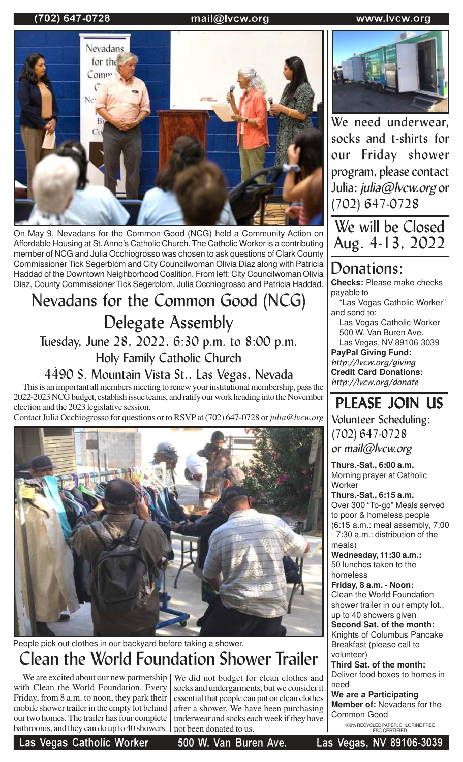On May 9, Nevadans for the Common Good (NCG) held a Community Action on Affordable Housing at St. Anne's Catholic Church. The Catholic Worker is a contributing member of NCG and Julia Occhiogrosso was chosen to ask questions of Clark County Commissioner Tick Segerblom and City Councilwoman Olivia Diaz along with Patricia Haddad of the Downtown Neighborhood Coalition. From left: City Councilwoman Olivia Diaz, County Commissioner Tick Segerblom, Julia Occhiogrosso and Patricia Haddad.

# Nevadans for the Common Good (NCG) Delegate Assembly

### Tuesday, June 28, 2022, 6:30 p.m. to 8:00 p.m.
### Holy Family Catholic Church
### 4490 S. Mountain Vista St., Las Vegas, Nevada

This is an important all members meeting to renew your institutional membership, pass the 2022-2023 NCG budget, establish issue teams, and ratify our work heading into the November election and the 2023 legislative session.

Contact Julia Occhiogrosso for questions or to RSVP at (702) 647-0728 or *julia@lvcw.org*

People pick out clothes in our backyard before taking a shower.

# Clean the World Foundation Shower Trailer

We are excited about our new partnership with Clean the World Foundation. Every Friday, from 8 a.m. to noon, they park their mobile shower trailer in the empty lot behind our two homes. The trailer has four complete bathrooms, and they can do up to 40 showers. We did not budget for clean clothes and socks and undergarments, but we consider it essential that people can put on clean clothes after a shower. We have been purchasing underwear and socks each week if they have not been donated to us.

We need underwear, socks and t-shirts for our Friday shower program, please contact Julia: *julia@lvcw.org* or (702) 647-0728

## We will be Closed Aug. 4-13, 2022

## Donations:

**Checks:** Please make checks payable to

"Las Vegas Catholic Worker" and send to:

Las Vegas Catholic Worker
500 W. Van Buren Ave.
Las Vegas, NV 89106-3039

**PayPal Giving Fund:**
*http://lvcw.org/giving*

**Credit Card Donations:**
*http://lvcw.org/donate*

## PLEASE JOIN US

Volunteer Scheduling:
(702) 647-0728
or *mail@lvcw.org*

**Thurs.-Sat., 6:00 a.m.**
Morning prayer at Catholic Worker

**Thurs.-Sat., 6:15 a.m.**
Over 300 "To-go" Meals served to poor & homeless people (6:15 a.m.: meal assembly, 7:00 - 7:30 a.m.: distribution of the meals)

**Wednesday, 11:30 a.m.:**
50 lunches taken to the homeless

**Friday, 8 a.m. - Noon:**
Clean the World Foundation shower trailer in our empty lot., up to 40 showers given

**Second Sat. of the month:**
Knights of Columbus Pancake Breakfast (please call to volunteer)

**Third Sat. of the month:**
Deliver food boxes to homes in need

**We are a Participating Member of:** Nevadans for the Common Good

100% RECYCLED PAPER, CHLORINE FREE FSC CERTIFIED